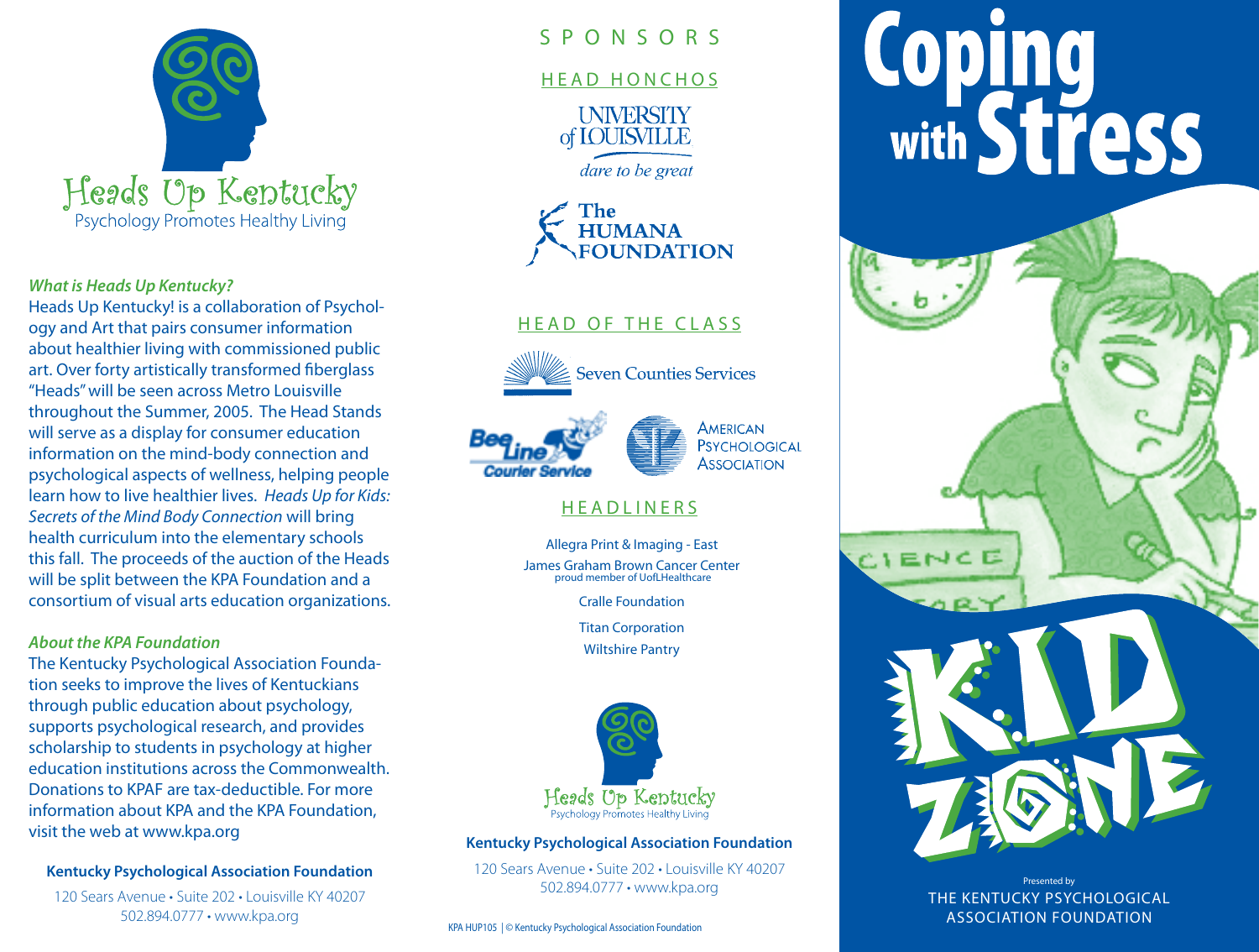# Heads Up Kentucky

Psychology Promotes Healthy Living

***What is Heads Up Kentucky?***

Heads Up Kentucky! is a collaboration of Psychology and Art that pairs consumer information about healthier living with commissioned public art. Over forty artistically transformed fiberglass "Heads" will be seen across Metro Louisville throughout the Summer, 2005. The Head Stands will serve as a display for consumer education information on the mind-body connection and psychological aspects of wellness, helping people learn how to live healthier lives. *Heads Up for Kids: Secrets of the Mind Body Connection* will bring health curriculum into the elementary schools this fall. The proceeds of the auction of the Heads will be split between the KPA Foundation and a consortium of visual arts education organizations.

***About the KPA Foundation***

The Kentucky Psychological Association Foundation seeks to improve the lives of Kentuckians through public education about psychology, supports psychological research, and provides scholarship to students in psychology at higher education institutions across the Commonwealth. Donations to KPAF are tax-deductible. For more information about KPA and the KPA Foundation, visit the web at www.kpa.org

**Kentucky Psychological Association Foundation**

120 Sears Avenue • Suite 202 • Louisville KY 40207
502.894.0777 • www.kpa.org

## SPONSORS

### HEAD HONCHOS

University of Louisville — dare to be great

The Humana Foundation

### HEAD OF THE CLASS

Seven Counties Services

Bee Line Courier Service

American Psychological Association

### HEADLINERS

Allegra Print & Imaging - East

James Graham Brown Cancer Center
proud member of UofLHealthcare

Cralle Foundation

Titan Corporation

Wiltshire Pantry

Heads Up Kentucky — Psychology Promotes Healthy Living

**Kentucky Psychological Association Foundation**

120 Sears Avenue • Suite 202 • Louisville KY 40207
502.894.0777 • www.kpa.org

KPA HUP105 | © Kentucky Psychological Association Foundation

# Coping with Stress

## KID ZONE

Presented by
THE KENTUCKY PSYCHOLOGICAL ASSOCIATION FOUNDATION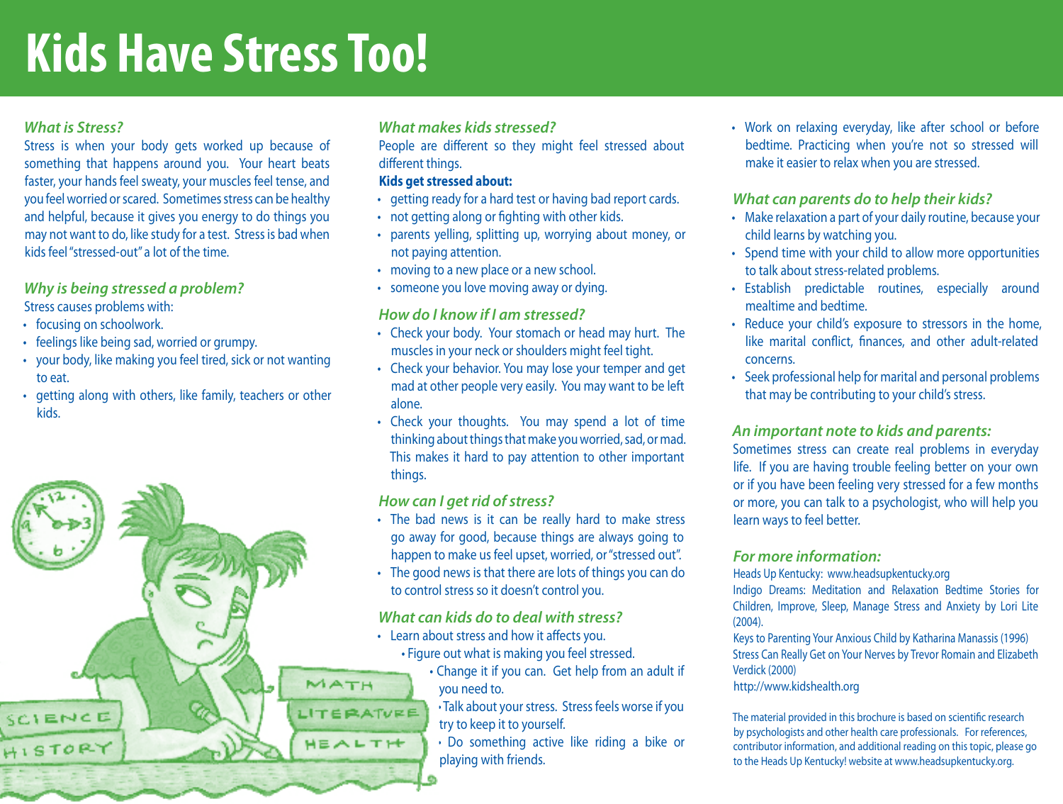# Kids Have Stress Too!

### *What is Stress?*

Stress is when your body gets worked up because of something that happens around you. Your heart beats faster, your hands feel sweaty, your muscles feel tense, and you feel worried or scared. Sometimes stress can be healthy and helpful, because it gives you energy to do things you may not want to do, like study for a test. Stress is bad when kids feel "stressed-out" a lot of the time.

### *Why is being stressed a problem?*

Stress causes problems with:

- focusing on schoolwork.
- feelings like being sad, worried or grumpy.
- your body, like making you feel tired, sick or not wanting to eat.
- getting along with others, like family, teachers or other kids.

### *What makes kids stressed?*

People are different so they might feel stressed about different things.

**Kids get stressed about:**

- getting ready for a hard test or having bad report cards.
- not getting along or fighting with other kids.
- parents yelling, splitting up, worrying about money, or not paying attention.
- moving to a new place or a new school.
- someone you love moving away or dying.

### *How do I know if I am stressed?*

- Check your body. Your stomach or head may hurt. The muscles in your neck or shoulders might feel tight.
- Check your behavior. You may lose your temper and get mad at other people very easily. You may want to be left alone.
- Check your thoughts. You may spend a lot of time thinking about things that make you worried, sad, or mad. This makes it hard to pay attention to other important things.

### *How can I get rid of stress?*

- The bad news is it can be really hard to make stress go away for good, because things are always going to happen to make us feel upset, worried, or "stressed out".
- The good news is that there are lots of things you can do to control stress so it doesn't control you.

### *What can kids do to deal with stress?*

- Learn about stress and how it affects you.
- Figure out what is making you feel stressed.
- Change it if you can. Get help from an adult if you need to.
- Talk about your stress. Stress feels worse if you try to keep it to yourself.
- Do something active like riding a bike or playing with friends.
- Work on relaxing everyday, like after school or before bedtime. Practicing when you're not so stressed will make it easier to relax when you are stressed.

### *What can parents do to help their kids?*

- Make relaxation a part of your daily routine, because your child learns by watching you.
- Spend time with your child to allow more opportunities to talk about stress-related problems.
- Establish predictable routines, especially around mealtime and bedtime.
- Reduce your child's exposure to stressors in the home, like marital conflict, finances, and other adult-related concerns.
- Seek professional help for marital and personal problems that may be contributing to your child's stress.

### *An important note to kids and parents:*

Sometimes stress can create real problems in everyday life. If you are having trouble feeling better on your own or if you have been feeling very stressed for a few months or more, you can talk to a psychologist, who will help you learn ways to feel better.

### *For more information:*

Heads Up Kentucky: www.headsupkentucky.org

Indigo Dreams: Meditation and Relaxation Bedtime Stories for Children, Improve, Sleep, Manage Stress and Anxiety by Lori Lite (2004).

Keys to Parenting Your Anxious Child by Katharina Manassis (1996)

Stress Can Really Get on Your Nerves by Trevor Romain and Elizabeth Verdick (2000)

http://www.kidshealth.org

The material provided in this brochure is based on scientific research by psychologists and other health care professionals. For references, contributor information, and additional reading on this topic, please go to the Heads Up Kentucky! website at www.headsupkentucky.org.